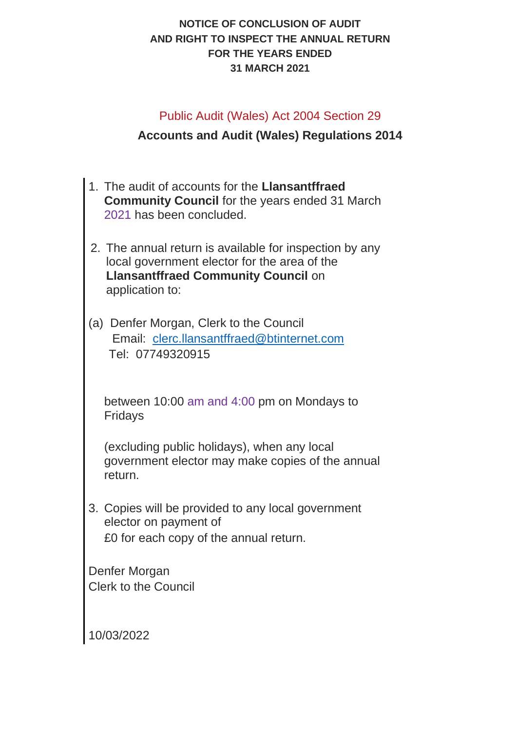**NOTICE OF CONCLUSION OF AUDIT**
**AND RIGHT TO INSPECT THE ANNUAL RETURN**
**FOR THE YEARS ENDED**
**31 MARCH 2021**

Public Audit (Wales) Act 2004 Section 29

**Accounts and Audit (Wales) Regulations 2014**

1. The audit of accounts for the **Llansantffraed Community Council** for the years ended 31 March 2021 has been concluded.

2. The annual return is available for inspection by any local government elector for the area of the **Llansantffraed Community Council** on application to:

(a) Denfer Morgan, Clerk to the Council
 Email: clerc.llansantffraed@btinternet.com
 Tel: 07749320915

between 10:00 am and 4:00 pm on Mondays to Fridays

(excluding public holidays), when any local government elector may make copies of the annual return.

3. Copies will be provided to any local government elector on payment of £0 for each copy of the annual return.

Denfer Morgan
Clerk to the Council

10/03/2022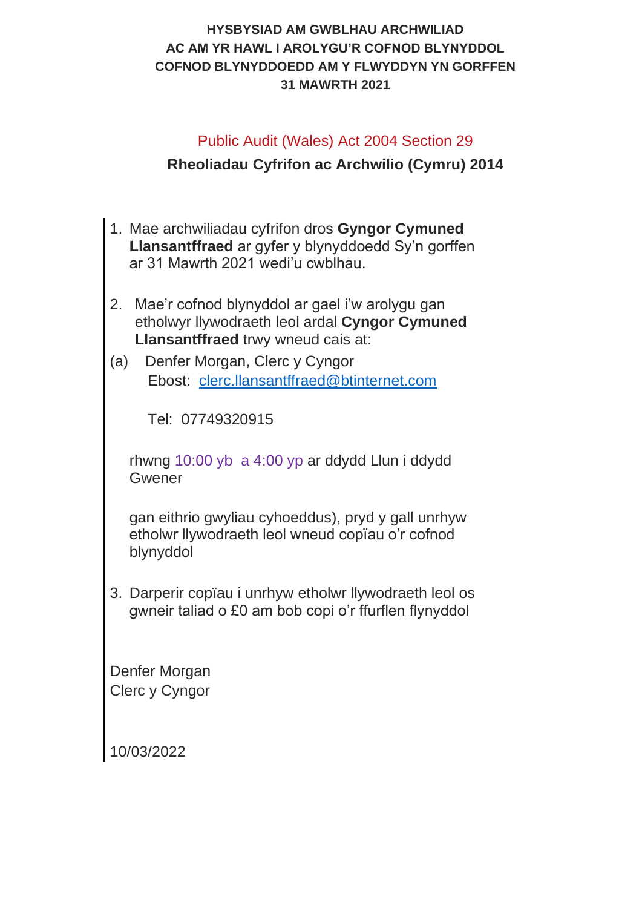**HYSBYSIAD AM GWBLHAU ARCHWILIAD**
**AC AM YR HAWL I AROLYGU'R COFNOD BLYNYDDOL**
**COFNOD BLYNYDDOEDD AM Y FLWYDDYN YN GORFFEN**
**31 MAWRTH 2021**

Public Audit (Wales) Act 2004 Section 29

**Rheoliadau Cyfrifon ac Archwilio (Cymru) 2014**

1. Mae archwiliadau cyfrifon dros **Gyngor Cymuned Llansantffraed** ar gyfer y blynyddoedd Sy'n gorffen ar 31 Mawrth 2021 wedi'u cwblhau.

2. Mae'r cofnod blynyddol ar gael i'w arolygu gan etholwyr llywodraeth leol ardal **Cyngor Cymuned Llansantffraed** trwy wneud cais at:

(a) Denfer Morgan, Clerc y Cyngor
Ebost: clerc.llansantffraed@btinternet.com

Tel: 07749320915

rhwng 10:00 yb a 4:00 yp ar ddydd Llun i ddydd Gwener

gan eithrio gwyliau cyhoeddus), pryd y gall unrhyw etholwr llywodraeth leol wneud copïau o'r cofnod blynyddol

3. Darperir copïau i unrhyw etholwr llywodraeth leol os gwneir taliad o £0 am bob copi o'r ffurflen flynyddol

Denfer Morgan
Clerc y Cyngor

10/03/2022